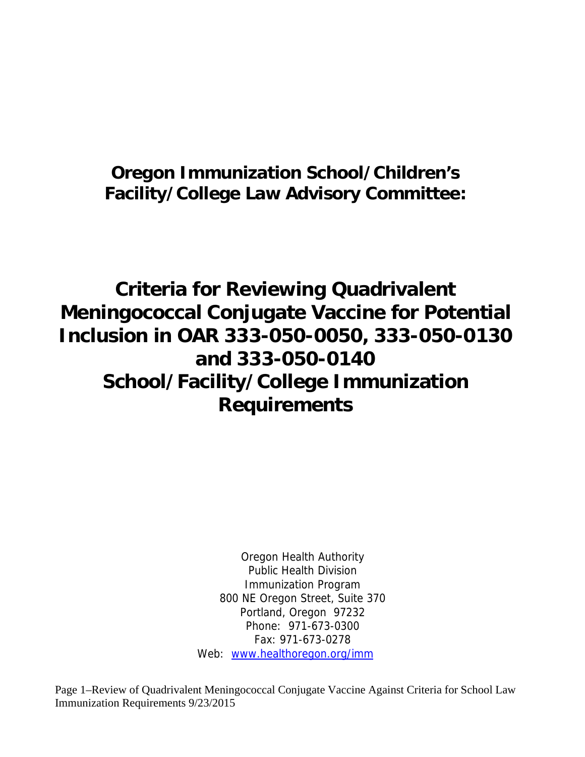# Oregon Immunization School/Children's Facility/College Law Advisory Committee:

# Criteria for Reviewing Quadrivalent Meningococcal Conjugate Vaccine for Potential Inclusion in OAR 333-050-0050, 333-050-0130 and 333-050-0140 School/Facility/College Immunization Requirements

Oregon Health Authority
Public Health Division
Immunization Program
800 NE Oregon Street, Suite 370
Portland, Oregon 97232
Phone: 971-673-0300
Fax: 971-673-0278
Web: [www.healthoregon.org/imm](http://www.healthoregon.org/imm)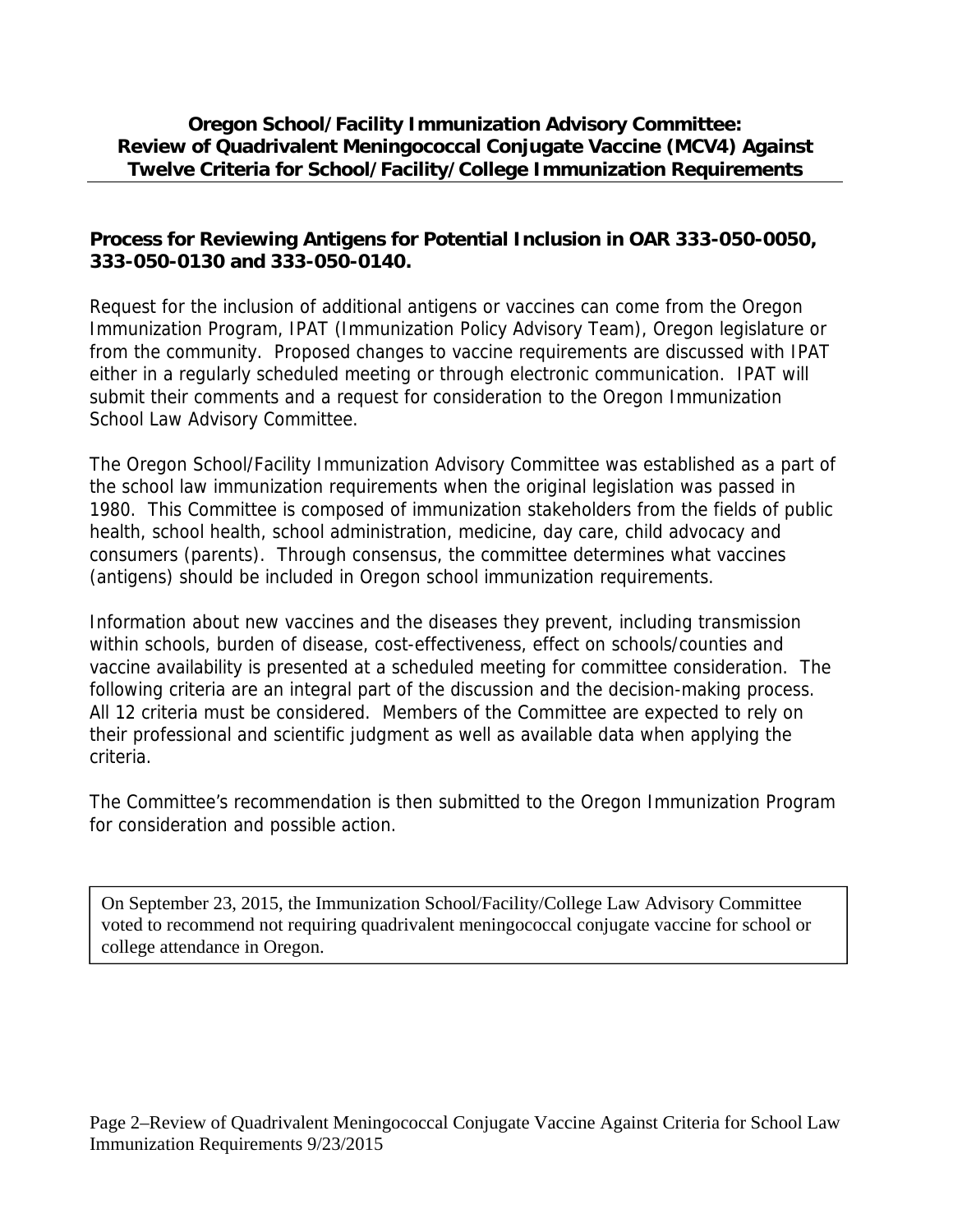## Oregon School/Facility Immunization Advisory Committee: Review of Quadrivalent Meningococcal Conjugate Vaccine (MCV4) Against Twelve Criteria for School/Facility/College Immunization Requirements

### Process for Reviewing Antigens for Potential Inclusion in OAR 333-050-0050, 333-050-0130 and 333-050-0140.

Request for the inclusion of additional antigens or vaccines can come from the Oregon Immunization Program, IPAT (Immunization Policy Advisory Team), Oregon legislature or from the community. Proposed changes to vaccine requirements are discussed with IPAT either in a regularly scheduled meeting or through electronic communication. IPAT will submit their comments and a request for consideration to the Oregon Immunization School Law Advisory Committee.

The Oregon School/Facility Immunization Advisory Committee was established as a part of the school law immunization requirements when the original legislation was passed in 1980. This Committee is composed of immunization stakeholders from the fields of public health, school health, school administration, medicine, day care, child advocacy and consumers (parents). Through consensus, the committee determines what vaccines (antigens) should be included in Oregon school immunization requirements.

Information about new vaccines and the diseases they prevent, including transmission within schools, burden of disease, cost-effectiveness, effect on schools/counties and vaccine availability is presented at a scheduled meeting for committee consideration. The following criteria are an integral part of the discussion and the decision-making process. All 12 criteria must be considered. Members of the Committee are expected to rely on their professional and scientific judgment as well as available data when applying the criteria.

The Committee's recommendation is then submitted to the Oregon Immunization Program for consideration and possible action.

On September 23, 2015, the Immunization School/Facility/College Law Advisory Committee voted to recommend not requiring quadrivalent meningococcal conjugate vaccine for school or college attendance in Oregon.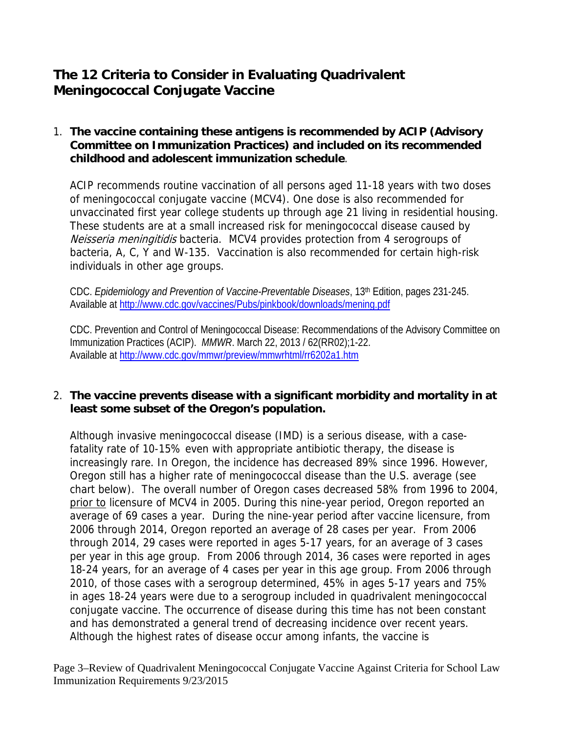## The 12 Criteria to Consider in Evaluating Quadrivalent Meningococcal Conjugate Vaccine

1. **The vaccine containing these antigens is recommended by ACIP (Advisory Committee on Immunization Practices) and included on its recommended childhood and adolescent immunization schedule**.

   ACIP recommends routine vaccination of all persons aged 11-18 years with two doses of meningococcal conjugate vaccine (MCV4). One dose is also recommended for unvaccinated first year college students up through age 21 living in residential housing. These students are at a small increased risk for meningococcal disease caused by *Neisseria meningitidis* bacteria. MCV4 provides protection from 4 serogroups of bacteria, A, C, Y and W-135. Vaccination is also recommended for certain high-risk individuals in other age groups.

   CDC. *Epidemiology and Prevention of Vaccine-Preventable Diseases*, 13th Edition, pages 231-245. Available at http://www.cdc.gov/vaccines/Pubs/pinkbook/downloads/mening.pdf

   CDC. Prevention and Control of Meningococcal Disease: Recommendations of the Advisory Committee on Immunization Practices (ACIP). *MMWR*. March 22, 2013 / 62(RR02);1-22. Available at http://www.cdc.gov/mmwr/preview/mmwrhtml/rr6202a1.htm

2. **The vaccine prevents disease with a significant morbidity and mortality in at least some subset of the Oregon's population.**

   Although invasive meningococcal disease (IMD) is a serious disease, with a case-fatality rate of 10-15% even with appropriate antibiotic therapy, the disease is increasingly rare. In Oregon, the incidence has decreased 89% since 1996. However, Oregon still has a higher rate of meningococcal disease than the U.S. average (see chart below). The overall number of Oregon cases decreased 58% from 1996 to 2004, <u>prior to</u> licensure of MCV4 in 2005. During this nine-year period, Oregon reported an average of 69 cases a year. During the nine-year period after vaccine licensure, from 2006 through 2014, Oregon reported an average of 28 cases per year. From 2006 through 2014, 29 cases were reported in ages 5-17 years, for an average of 3 cases per year in this age group. From 2006 through 2014, 36 cases were reported in ages 18-24 years, for an average of 4 cases per year in this age group. From 2006 through 2010, of those cases with a serogroup determined, 45% in ages 5-17 years and 75% in ages 18-24 years were due to a serogroup included in quadrivalent meningococcal conjugate vaccine. The occurrence of disease during this time has not been constant and has demonstrated a general trend of decreasing incidence over recent years. Although the highest rates of disease occur among infants, the vaccine is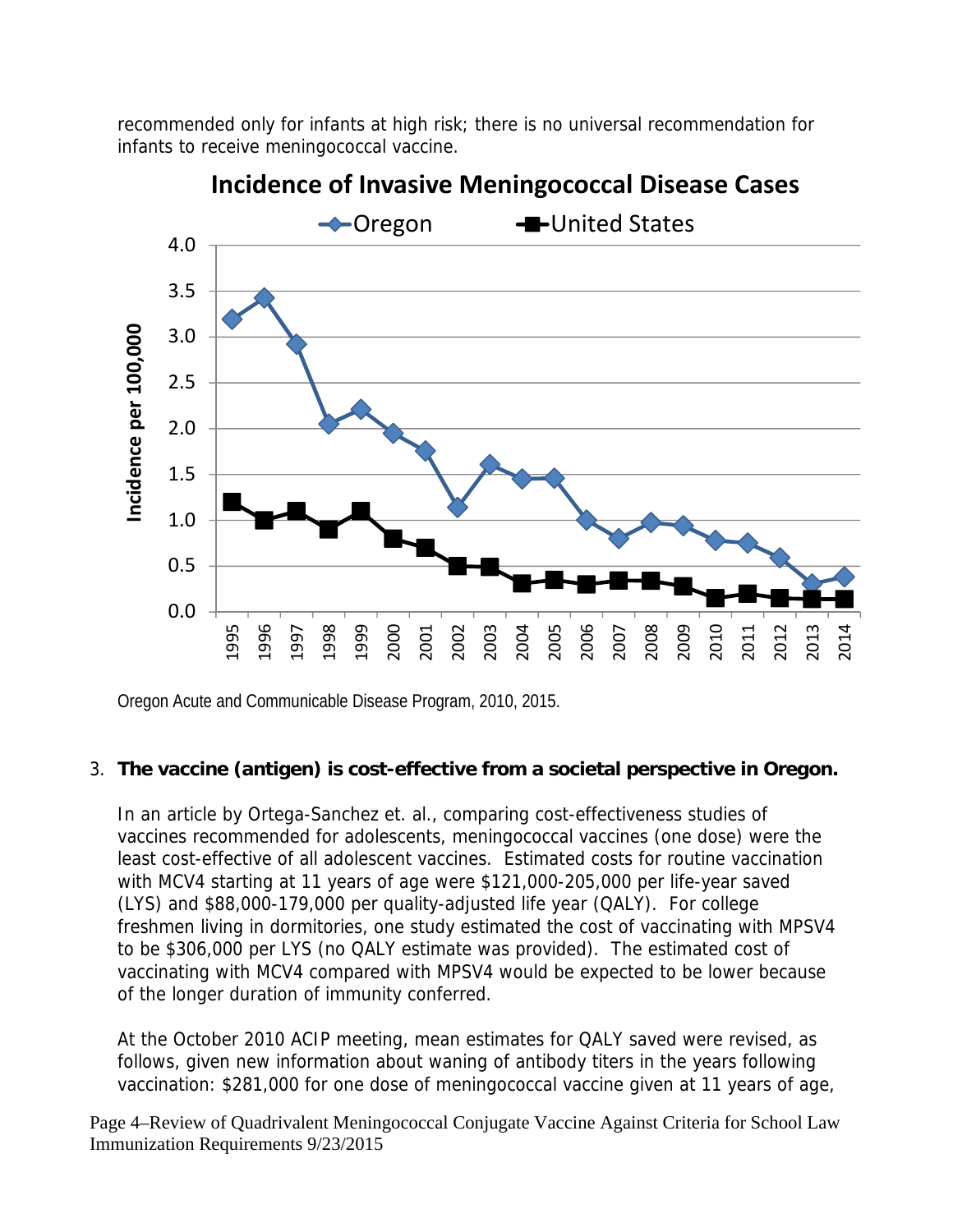recommended only for infants at high risk; there is no universal recommendation for infants to receive meningococcal vaccine.

**Incidence of Invasive Meningococcal Disease Cases**

Oregon Acute and Communicable Disease Program, 2010, 2015.

3. **The vaccine (antigen) is cost-effective from a societal perspective in Oregon.**

   In an article by Ortega-Sanchez et. al., comparing cost-effectiveness studies of vaccines recommended for adolescents, meningococcal vaccines (one dose) were the least cost-effective of all adolescent vaccines. Estimated costs for routine vaccination with MCV4 starting at 11 years of age were $121,000-205,000 per life-year saved (LYS) and $88,000-179,000 per quality-adjusted life year (QALY). For college freshmen living in dormitories, one study estimated the cost of vaccinating with MPSV4 to be $306,000 per LYS (no QALY estimate was provided). The estimated cost of vaccinating with MCV4 compared with MPSV4 would be expected to be lower because of the longer duration of immunity conferred.

   At the October 2010 ACIP meeting, mean estimates for QALY saved were revised, as follows, given new information about waning of antibody titers in the years following vaccination: $281,000 for one dose of meningococcal vaccine given at 11 years of age,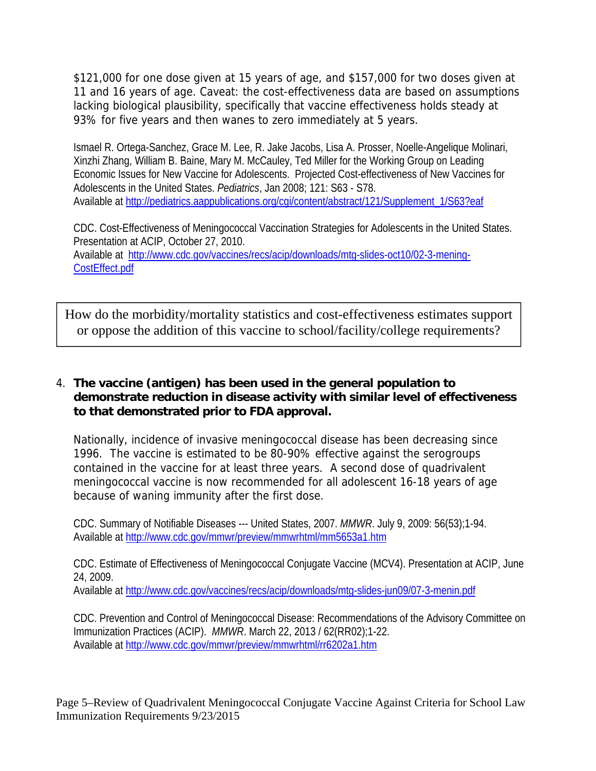$121,000 for one dose given at 15 years of age, and $157,000 for two doses given at 11 and 16 years of age. Caveat: the cost-effectiveness data are based on assumptions lacking biological plausibility, specifically that vaccine effectiveness holds steady at 93% for five years and then wanes to zero immediately at 5 years.

Ismael R. Ortega-Sanchez, Grace M. Lee, R. Jake Jacobs, Lisa A. Prosser, Noelle-Angelique Molinari, Xinzhi Zhang, William B. Baine, Mary M. McCauley, Ted Miller for the Working Group on Leading Economic Issues for New Vaccine for Adolescents. Projected Cost-effectiveness of New Vaccines for Adolescents in the United States. *Pediatrics*, Jan 2008; 121: S63 - S78.
Available at http://pediatrics.aappublications.org/cgi/content/abstract/121/Supplement_1/S63?eaf

CDC. Cost-Effectiveness of Meningococcal Vaccination Strategies for Adolescents in the United States. Presentation at ACIP, October 27, 2010.
Available at http://www.cdc.gov/vaccines/recs/acip/downloads/mtg-slides-oct10/02-3-mening-CostEffect.pdf

| How do the morbidity/mortality statistics and cost-effectiveness estimates support or oppose the addition of this vaccine to school/facility/college requirements? |
|---|

4. **The vaccine (antigen) has been used in the general population to demonstrate reduction in disease activity with similar level of effectiveness to that demonstrated prior to FDA approval.**

Nationally, incidence of invasive meningococcal disease has been decreasing since 1996. The vaccine is estimated to be 80-90% effective against the serogroups contained in the vaccine for at least three years. A second dose of quadrivalent meningococcal vaccine is now recommended for all adolescent 16-18 years of age because of waning immunity after the first dose.

CDC. Summary of Notifiable Diseases --- United States, 2007. *MMWR*. July 9, 2009: 56(53);1-94.
Available at http://www.cdc.gov/mmwr/preview/mmwrhtml/mm5653a1.htm

CDC. Estimate of Effectiveness of Meningococcal Conjugate Vaccine (MCV4). Presentation at ACIP, June 24, 2009.
Available at http://www.cdc.gov/vaccines/recs/acip/downloads/mtg-slides-jun09/07-3-menin.pdf

CDC. Prevention and Control of Meningococcal Disease: Recommendations of the Advisory Committee on Immunization Practices (ACIP). *MMWR*. March 22, 2013 / 62(RR02);1-22.
Available at http://www.cdc.gov/mmwr/preview/mmwrhtml/rr6202a1.htm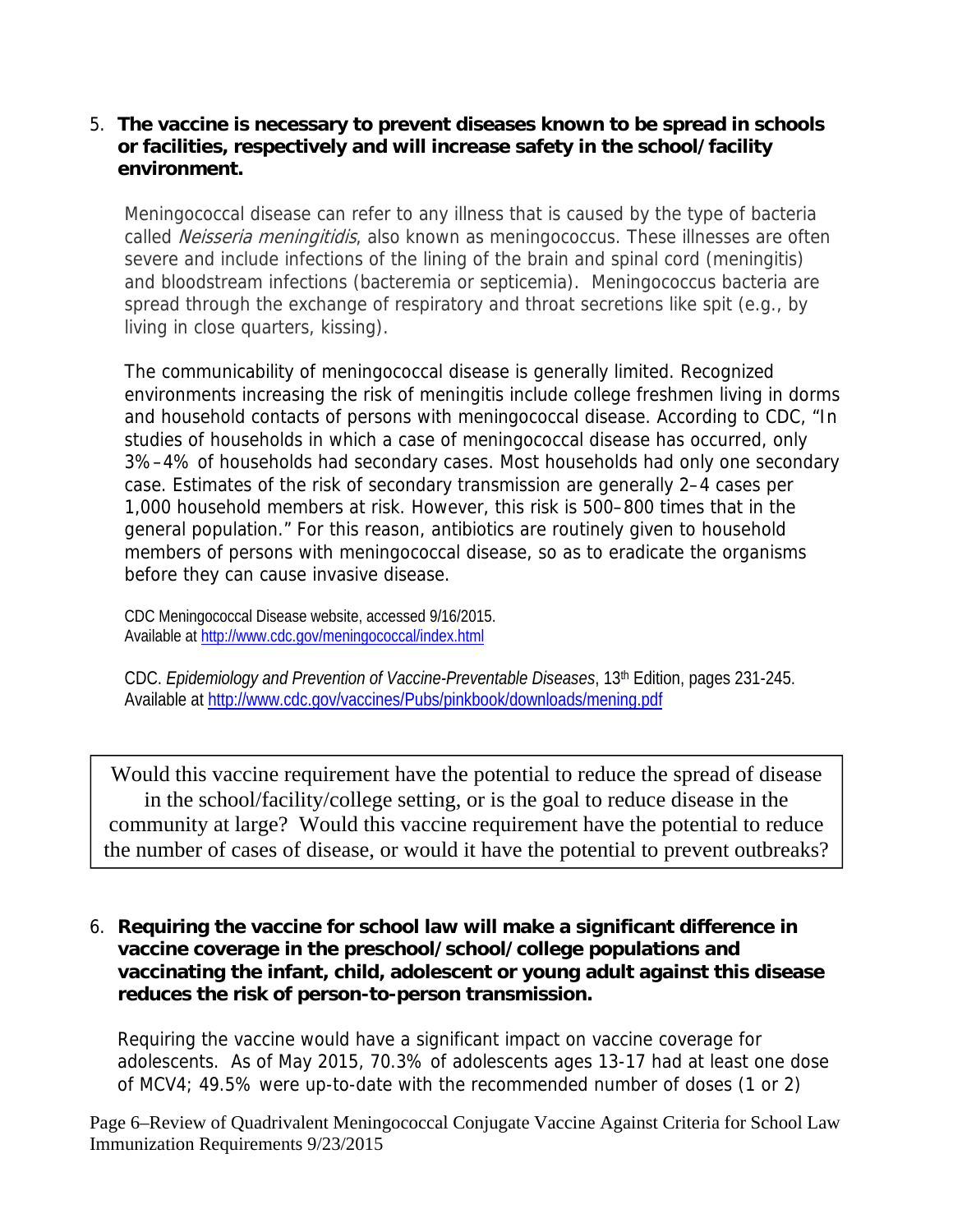5. **The vaccine is necessary to prevent diseases known to be spread in schools or facilities, respectively and will increase safety in the school/facility environment.**

Meningococcal disease can refer to any illness that is caused by the type of bacteria called *Neisseria meningitidis*, also known as meningococcus. These illnesses are often severe and include infections of the lining of the brain and spinal cord (meningitis) and bloodstream infections (bacteremia or septicemia). Meningococcus bacteria are spread through the exchange of respiratory and throat secretions like spit (e.g., by living in close quarters, kissing).

The communicability of meningococcal disease is generally limited. Recognized environments increasing the risk of meningitis include college freshmen living in dorms and household contacts of persons with meningococcal disease. According to CDC, "In studies of households in which a case of meningococcal disease has occurred, only 3%–4% of households had secondary cases. Most households had only one secondary case. Estimates of the risk of secondary transmission are generally 2–4 cases per 1,000 household members at risk. However, this risk is 500–800 times that in the general population." For this reason, antibiotics are routinely given to household members of persons with meningococcal disease, so as to eradicate the organisms before they can cause invasive disease.

CDC Meningococcal Disease website, accessed 9/16/2015. Available at http://www.cdc.gov/meningococcal/index.html

CDC. *Epidemiology and Prevention of Vaccine-Preventable Diseases*, 13th Edition, pages 231-245. Available at http://www.cdc.gov/vaccines/Pubs/pinkbook/downloads/mening.pdf

> Would this vaccine requirement have the potential to reduce the spread of disease in the school/facility/college setting, or is the goal to reduce disease in the community at large? Would this vaccine requirement have the potential to reduce the number of cases of disease, or would it have the potential to prevent outbreaks?

6. **Requiring the vaccine for school law will make a significant difference in vaccine coverage in the preschool/school/college populations and vaccinating the infant, child, adolescent or young adult against this disease reduces the risk of person-to-person transmission.**

Requiring the vaccine would have a significant impact on vaccine coverage for adolescents. As of May 2015, 70.3% of adolescents ages 13-17 had at least one dose of MCV4; 49.5% were up-to-date with the recommended number of doses (1 or 2)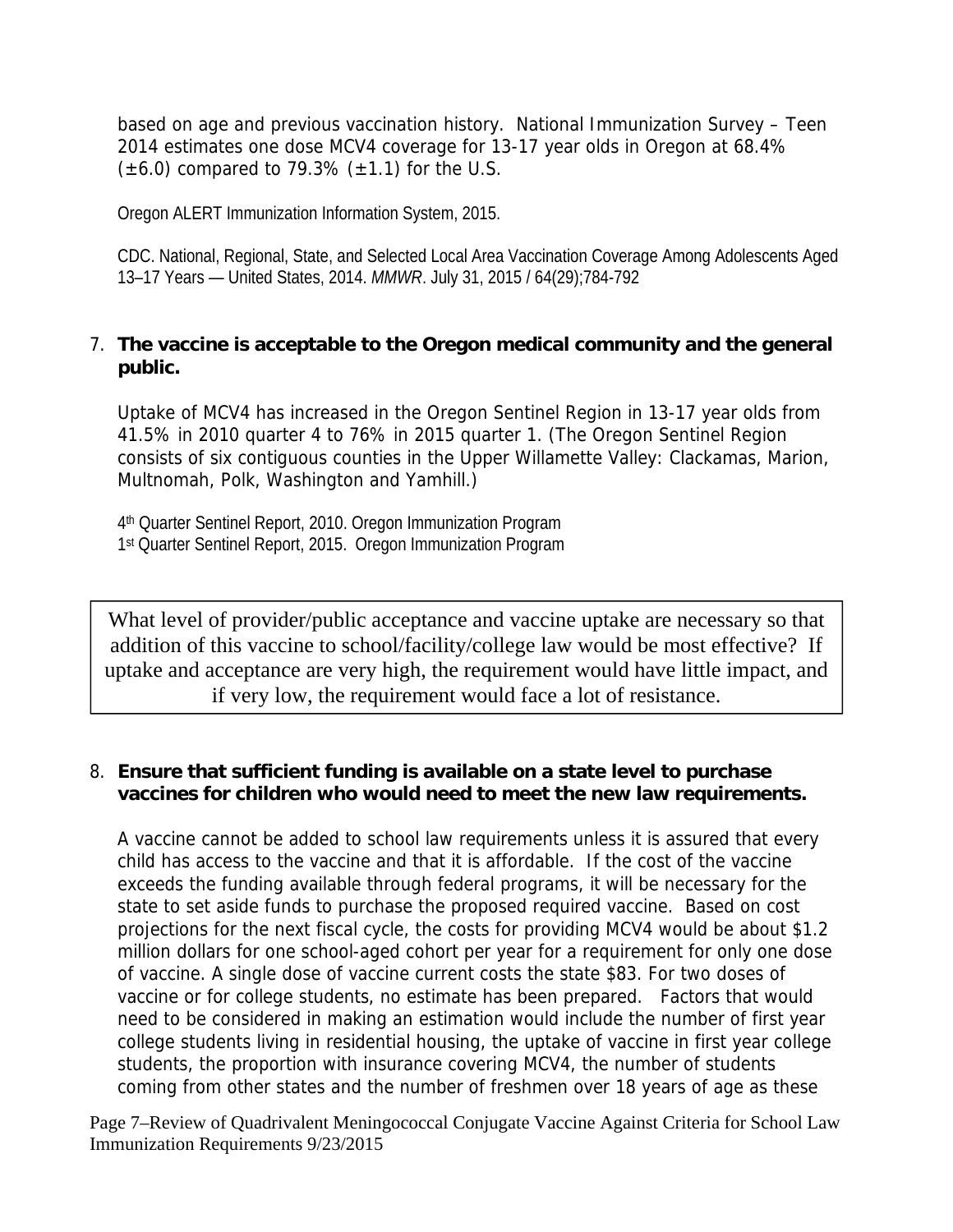based on age and previous vaccination history. National Immunization Survey – Teen 2014 estimates one dose MCV4 coverage for 13-17 year olds in Oregon at 68.4% (±6.0) compared to 79.3% (±1.1) for the U.S.

Oregon ALERT Immunization Information System, 2015.

CDC. National, Regional, State, and Selected Local Area Vaccination Coverage Among Adolescents Aged 13–17 Years — United States, 2014. *MMWR*. July 31, 2015 / 64(29);784-792

7. **The vaccine is acceptable to the Oregon medical community and the general public.**

Uptake of MCV4 has increased in the Oregon Sentinel Region in 13-17 year olds from 41.5% in 2010 quarter 4 to 76% in 2015 quarter 1. (The Oregon Sentinel Region consists of six contiguous counties in the Upper Willamette Valley: Clackamas, Marion, Multnomah, Polk, Washington and Yamhill.)

4th Quarter Sentinel Report, 2010. Oregon Immunization Program
1st Quarter Sentinel Report, 2015. Oregon Immunization Program

> What level of provider/public acceptance and vaccine uptake are necessary so that addition of this vaccine to school/facility/college law would be most effective? If uptake and acceptance are very high, the requirement would have little impact, and if very low, the requirement would face a lot of resistance.

8. **Ensure that sufficient funding is available on a state level to purchase vaccines for children who would need to meet the new law requirements.**

A vaccine cannot be added to school law requirements unless it is assured that every child has access to the vaccine and that it is affordable. If the cost of the vaccine exceeds the funding available through federal programs, it will be necessary for the state to set aside funds to purchase the proposed required vaccine. Based on cost projections for the next fiscal cycle, the costs for providing MCV4 would be about $1.2 million dollars for one school-aged cohort per year for a requirement for only one dose of vaccine. A single dose of vaccine current costs the state $83. For two doses of vaccine or for college students, no estimate has been prepared. Factors that would need to be considered in making an estimation would include the number of first year college students living in residential housing, the uptake of vaccine in first year college students, the proportion with insurance covering MCV4, the number of students coming from other states and the number of freshmen over 18 years of age as these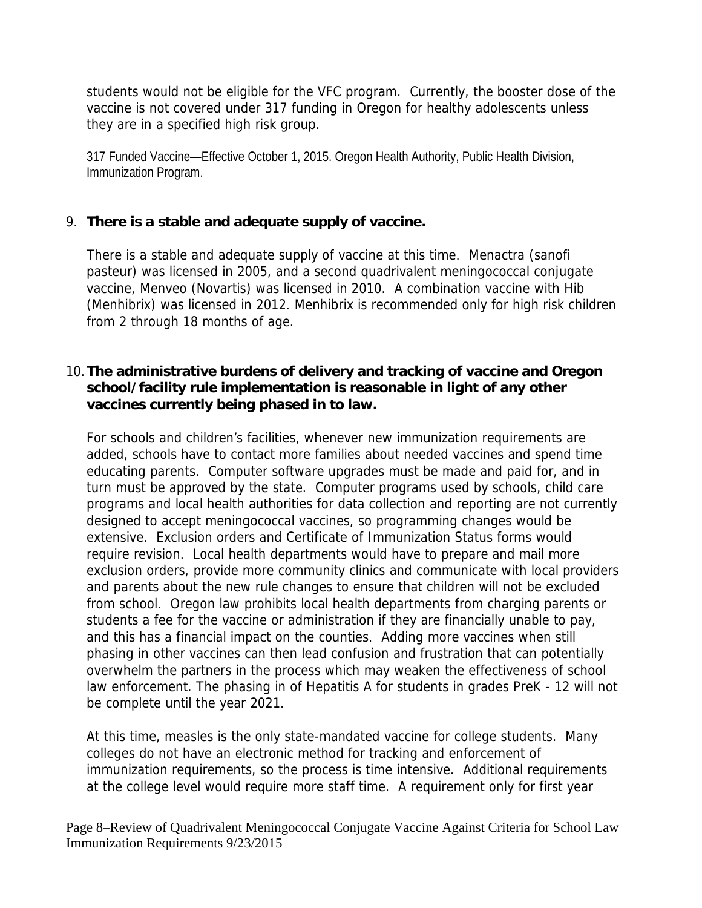students would not be eligible for the VFC program. Currently, the booster dose of the vaccine is not covered under 317 funding in Oregon for healthy adolescents unless they are in a specified high risk group.

317 Funded Vaccine—Effective October 1, 2015. Oregon Health Authority, Public Health Division, Immunization Program.

9. **There is a stable and adequate supply of vaccine.**

   There is a stable and adequate supply of vaccine at this time. Menactra (sanofi pasteur) was licensed in 2005, and a second quadrivalent meningococcal conjugate vaccine, Menveo (Novartis) was licensed in 2010. A combination vaccine with Hib (Menhibrix) was licensed in 2012. Menhibrix is recommended only for high risk children from 2 through 18 months of age.

10. **The administrative burdens of delivery and tracking of vaccine and Oregon school/facility rule implementation is reasonable in light of any other vaccines currently being phased in to law.**

    For schools and children's facilities, whenever new immunization requirements are added, schools have to contact more families about needed vaccines and spend time educating parents. Computer software upgrades must be made and paid for, and in turn must be approved by the state. Computer programs used by schools, child care programs and local health authorities for data collection and reporting are not currently designed to accept meningococcal vaccines, so programming changes would be extensive. Exclusion orders and Certificate of Immunization Status forms would require revision. Local health departments would have to prepare and mail more exclusion orders, provide more community clinics and communicate with local providers and parents about the new rule changes to ensure that children will not be excluded from school. Oregon law prohibits local health departments from charging parents or students a fee for the vaccine or administration if they are financially unable to pay, and this has a financial impact on the counties. Adding more vaccines when still phasing in other vaccines can then lead confusion and frustration that can potentially overwhelm the partners in the process which may weaken the effectiveness of school law enforcement. The phasing in of Hepatitis A for students in grades PreK - 12 will not be complete until the year 2021.

    At this time, measles is the only state-mandated vaccine for college students. Many colleges do not have an electronic method for tracking and enforcement of immunization requirements, so the process is time intensive. Additional requirements at the college level would require more staff time. A requirement only for first year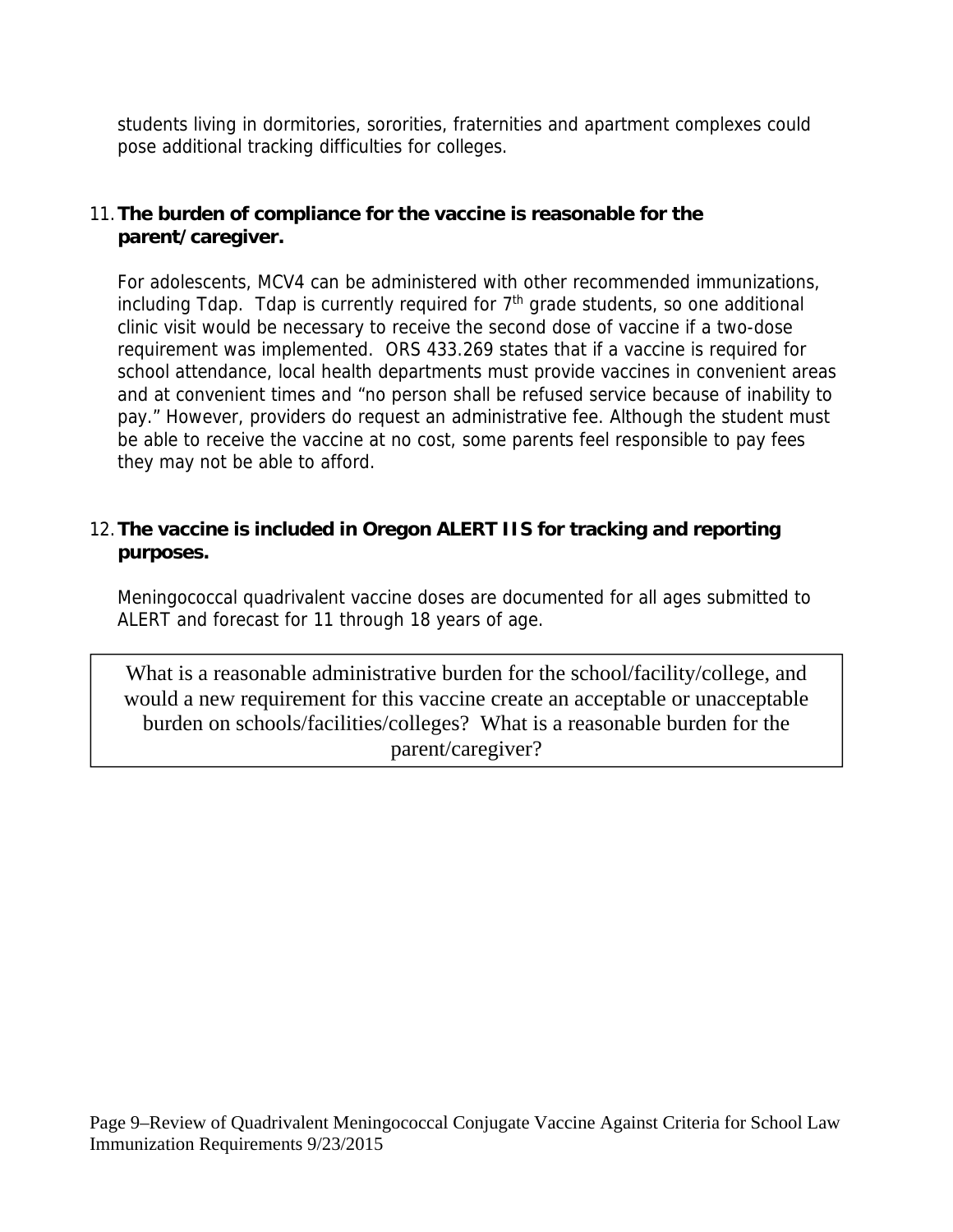students living in dormitories, sororities, fraternities and apartment complexes could pose additional tracking difficulties for colleges.

11. **The burden of compliance for the vaccine is reasonable for the parent/caregiver.**

    For adolescents, MCV4 can be administered with other recommended immunizations, including Tdap. Tdap is currently required for 7th grade students, so one additional clinic visit would be necessary to receive the second dose of vaccine if a two-dose requirement was implemented. ORS 433.269 states that if a vaccine is required for school attendance, local health departments must provide vaccines in convenient areas and at convenient times and "no person shall be refused service because of inability to pay." However, providers do request an administrative fee. Although the student must be able to receive the vaccine at no cost, some parents feel responsible to pay fees they may not be able to afford.

12. **The vaccine is included in Oregon ALERT IIS for tracking and reporting purposes.**

    Meningococcal quadrivalent vaccine doses are documented for all ages submitted to ALERT and forecast for 11 through 18 years of age.

> What is a reasonable administrative burden for the school/facility/college, and would a new requirement for this vaccine create an acceptable or unacceptable burden on schools/facilities/colleges? What is a reasonable burden for the parent/caregiver?